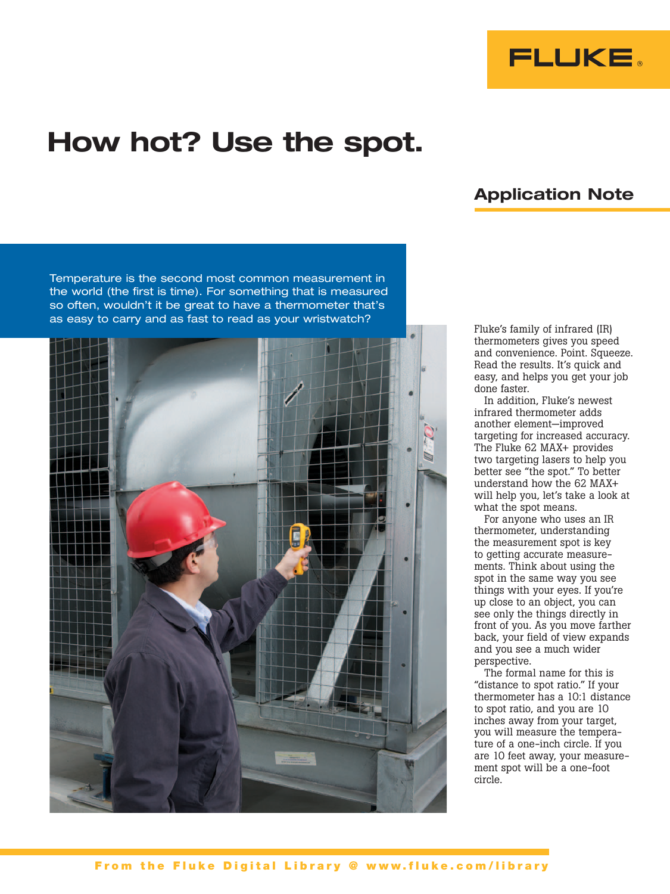# How hot? Use the spot.

## Application Note

Temperature is the second most common measurement in the world (the first is time). For something that is measured so often, wouldn't it be great to have a thermometer that's as easy to carry and as fast to read as your wristwatch?

Fluke's family of infrared (IR) thermometers gives you speed and convenience. Point. Squeeze. Read the results. It's quick and easy, and helps you get your job done faster.

In addition, Fluke's newest infrared thermometer adds another element—improved targeting for increased accuracy. The Fluke 62 MAX+ provides two targeting lasers to help you better see "the spot." To better understand how the 62 MAX+ will help you, let's take a look at what the spot means.

For anyone who uses an IR thermometer, understanding the measurement spot is key to getting accurate measurements. Think about using the spot in the same way you see things with your eyes. If you're up close to an object, you can see only the things directly in front of you. As you move farther back, your field of view expands and you see a much wider perspective.

The formal name for this is "distance to spot ratio." If your thermometer has a 10:1 distance to spot ratio, and you are 10 inches away from your target, you will measure the temperature of a one-inch circle. If you are 10 feet away, your measurement spot will be a one-foot circle.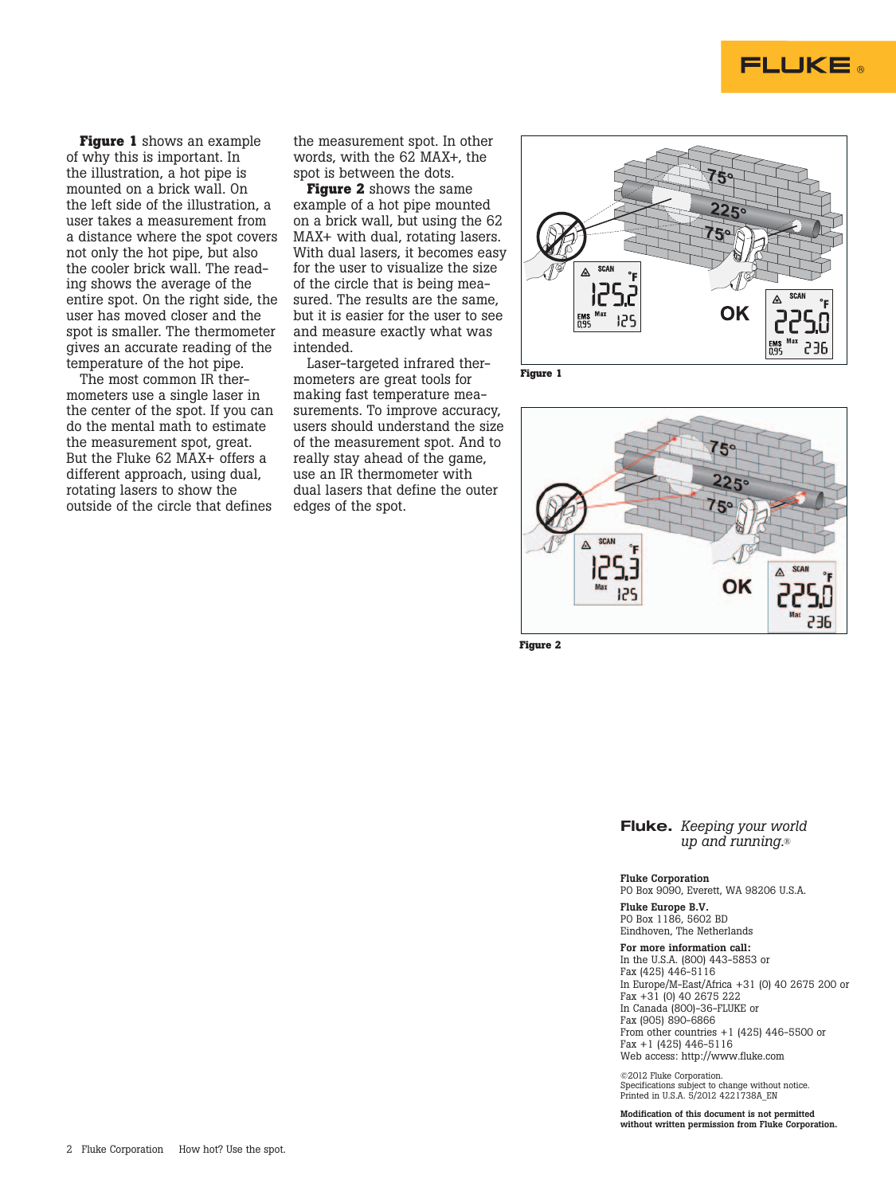**Figure 1** shows an example of why this is important. In the illustration, a hot pipe is mounted on a brick wall. On the left side of the illustration, a user takes a measurement from a distance where the spot covers not only the hot pipe, but also the cooler brick wall. The reading shows the average of the entire spot. On the right side, the user has moved closer and the spot is smaller. The thermometer gives an accurate reading of the temperature of the hot pipe.

The most common IR thermometers use a single laser in the center of the spot. If you can do the mental math to estimate the measurement spot, great. But the Fluke 62 MAX+ offers a different approach, using dual, rotating lasers to show the outside of the circle that defines the measurement spot. In other words, with the 62 MAX+, the spot is between the dots.

**Figure 2** shows the same example of a hot pipe mounted on a brick wall, but using the 62 MAX+ with dual, rotating lasers. With dual lasers, it becomes easy for the user to visualize the size of the circle that is being measured. The results are the same, but it is easier for the user to see and measure exactly what was intended.

Laser-targeted infrared thermometers are great tools for making fast temperature measurements. To improve accuracy, users should understand the size of the measurement spot. And to really stay ahead of the game, use an IR thermometer with dual lasers that define the outer edges of the spot.

75°
225°
75°
SCAN °F 125.2 EMS 0.95 Max 125
OK
SCAN °F 225.0 EMS 0.95 Max 236

**Figure 1**

75°
225°
75°
SCAN °F 125.3 Max 125
OK
SCAN °F 225.0 Max 236

**Figure 2**

**Fluke.** *Keeping your world up and running.®*

**Fluke Corporation**
PO Box 9090, Everett, WA 98206 U.S.A.

**Fluke Europe B.V.**
PO Box 1186, 5602 BD
Eindhoven, The Netherlands

**For more information call:**
In the U.S.A. (800) 443-5853 or
Fax (425) 446-5116
In Europe/M-East/Africa +31 (0) 40 2675 200 or
Fax +31 (0) 40 2675 222
In Canada (800)-36-FLUKE or
Fax (905) 890-6866
From other countries +1 (425) 446-5500 or
Fax +1 (425) 446-5116
Web access: http://www.fluke.com

©2012 Fluke Corporation.
Specifications subject to change without notice.
Printed in U.S.A. 5/2012 4221738A_EN

**Modification of this document is not permitted without written permission from Fluke Corporation.**